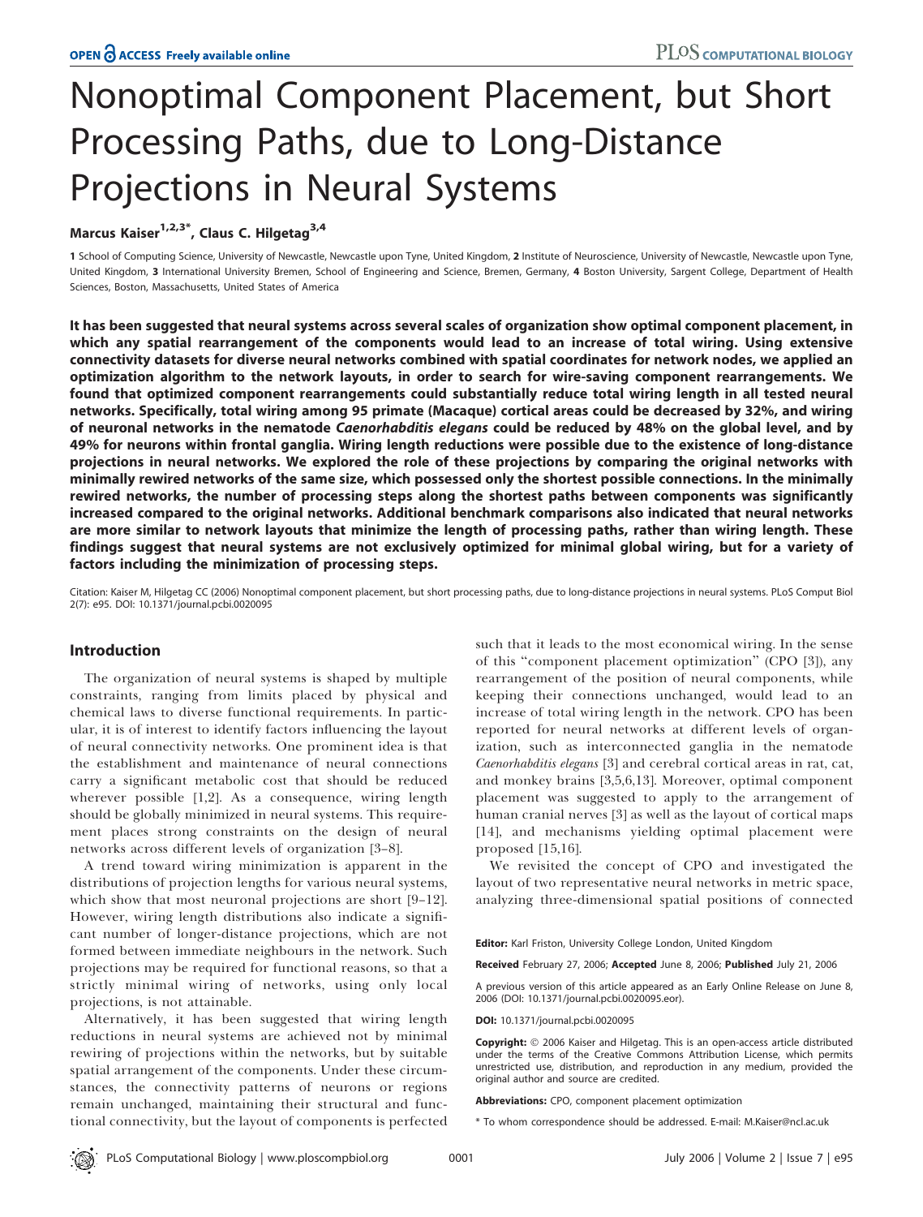# Nonoptimal Component Placement, but Short Processing Paths, due to Long-Distance Projections in Neural Systems

**Marcus Kaiser[1,2,3*], Claus C. Hilgetag[3,4]**

**1** School of Computing Science, University of Newcastle, Newcastle upon Tyne, United Kingdom, **2** Institute of Neuroscience, University of Newcastle, Newcastle upon Tyne, United Kingdom, **3** International University Bremen, School of Engineering and Science, Bremen, Germany, **4** Boston University, Sargent College, Department of Health Sciences, Boston, Massachusetts, United States of America

**It has been suggested that neural systems across several scales of organization show optimal component placement, in which any spatial rearrangement of the components would lead to an increase of total wiring. Using extensive connectivity datasets for diverse neural networks combined with spatial coordinates for network nodes, we applied an optimization algorithm to the network layouts, in order to search for wire-saving component rearrangements. We found that optimized component rearrangements could substantially reduce total wiring length in all tested neural networks. Specifically, total wiring among 95 primate (Macaque) cortical areas could be decreased by 32%, and wiring of neuronal networks in the nematode *Caenorhabditis elegans* could be reduced by 48% on the global level, and by 49% for neurons within frontal ganglia. Wiring length reductions were possible due to the existence of long-distance projections in neural networks. We explored the role of these projections by comparing the original networks with minimally rewired networks of the same size, which possessed only the shortest possible connections. In the minimally rewired networks, the number of processing steps along the shortest paths between components was significantly increased compared to the original networks. Additional benchmark comparisons also indicated that neural networks are more similar to network layouts that minimize the length of processing paths, rather than wiring length. These findings suggest that neural systems are not exclusively optimized for minimal global wiring, but for a variety of factors including the minimization of processing steps.**

Citation: Kaiser M, Hilgetag CC (2006) Nonoptimal component placement, but short processing paths, due to long-distance projections in neural systems. PLoS Comput Biol 2(7): e95. DOI: 10.1371/journal.pcbi.0020095

## Introduction

The organization of neural systems is shaped by multiple constraints, ranging from limits placed by physical and chemical laws to diverse functional requirements. In particular, it is of interest to identify factors influencing the layout of neural connectivity networks. One prominent idea is that the establishment and maintenance of neural connections carry a significant metabolic cost that should be reduced wherever possible [1,2]. As a consequence, wiring length should be globally minimized in neural systems. This requirement places strong constraints on the design of neural networks across different levels of organization [3–8].

A trend toward wiring minimization is apparent in the distributions of projection lengths for various neural systems, which show that most neuronal projections are short [9–12]. However, wiring length distributions also indicate a significant number of longer-distance projections, which are not formed between immediate neighbours in the network. Such projections may be required for functional reasons, so that a strictly minimal wiring of networks, using only local projections, is not attainable.

Alternatively, it has been suggested that wiring length reductions in neural systems are achieved not by minimal rewiring of projections within the networks, but by suitable spatial arrangement of the components. Under these circumstances, the connectivity patterns of neurons or regions remain unchanged, maintaining their structural and functional connectivity, but the layout of components is perfected such that it leads to the most economical wiring. In the sense of this "component placement optimization" (CPO [3]), any rearrangement of the position of neural components, while keeping their connections unchanged, would lead to an increase of total wiring length in the network. CPO has been reported for neural networks at different levels of organization, such as interconnected ganglia in the nematode *Caenorhabditis elegans* [3] and cerebral cortical areas in rat, cat, and monkey brains [3,5,6,13]. Moreover, optimal component placement was suggested to apply to the arrangement of human cranial nerves [3] as well as the layout of cortical maps [14], and mechanisms yielding optimal placement were proposed [15,16].

We revisited the concept of CPO and investigated the layout of two representative neural networks in metric space, analyzing three-dimensional spatial positions of connected

**Editor:** Karl Friston, University College London, United Kingdom

**Received** February 27, 2006; **Accepted** June 8, 2006; **Published** July 21, 2006

A previous version of this article appeared as an Early Online Release on June 8, 2006 (DOI: 10.1371/journal.pcbi.0020095.eor).

**DOI:** 10.1371/journal.pcbi.0020095

**Copyright:** © 2006 Kaiser and Hilgetag. This is an open-access article distributed under the terms of the Creative Commons Attribution License, which permits unrestricted use, distribution, and reproduction in any medium, provided the original author and source are credited.

**Abbreviations:** CPO, component placement optimization

* To whom correspondence should be addressed. E-mail: M.Kaiser@ncl.ac.uk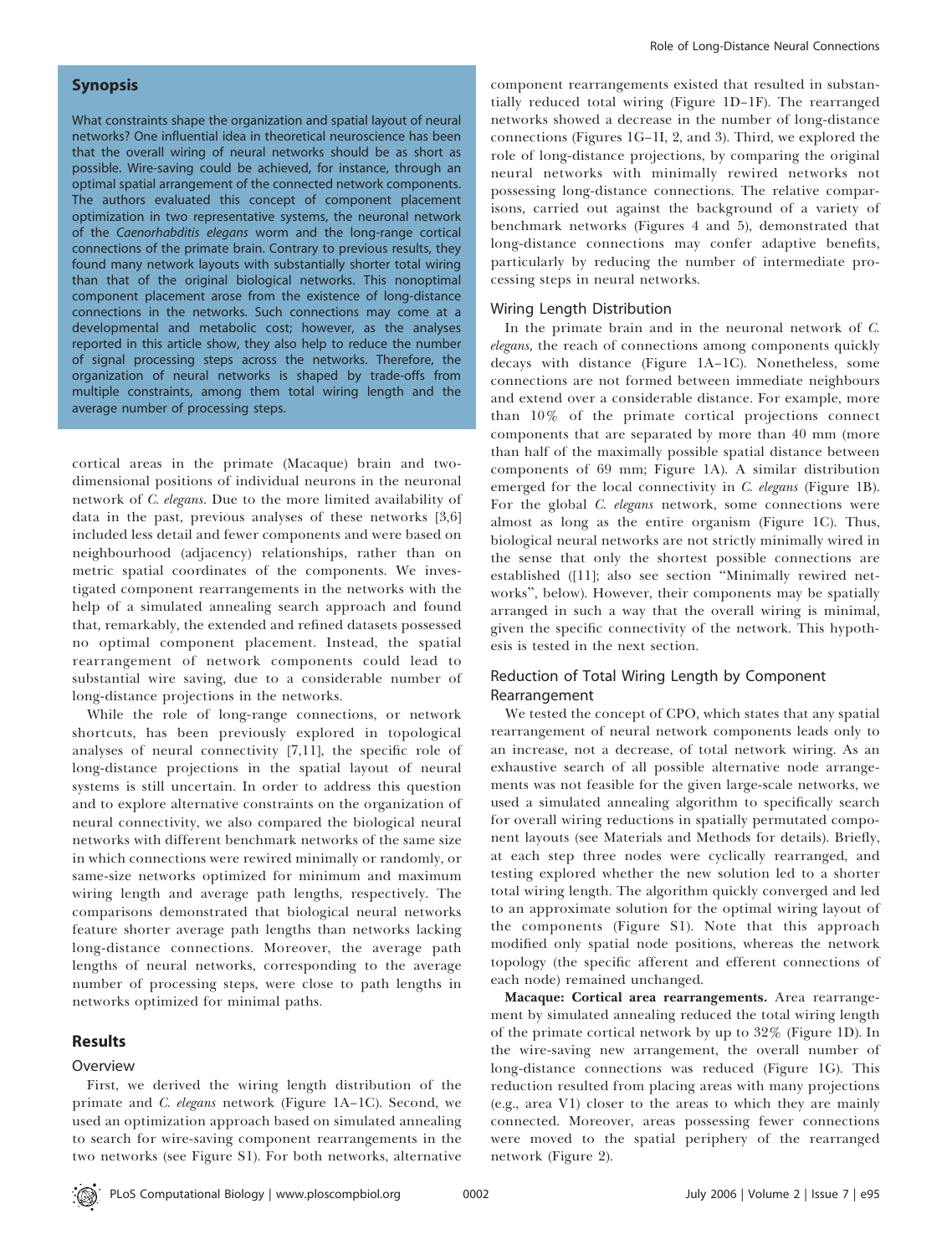## Synopsis

What constraints shape the organization and spatial layout of neural networks? One influential idea in theoretical neuroscience has been that the overall wiring of neural networks should be as short as possible. Wire-saving could be achieved, for instance, through an optimal spatial arrangement of the connected network components. The authors evaluated this concept of component placement optimization in two representative systems, the neuronal network of the *Caenorhabditis elegans* worm and the long-range cortical connections of the primate brain. Contrary to previous results, they found many network layouts with substantially shorter total wiring than that of the original biological networks. This nonoptimal component placement arose from the existence of long-distance connections in the networks. Such connections may come at a developmental and metabolic cost; however, as the analyses reported in this article show, they also help to reduce the number of signal processing steps across the networks. Therefore, the organization of neural networks is shaped by trade-offs from multiple constraints, among them total wiring length and the average number of processing steps.

cortical areas in the primate (Macaque) brain and two-dimensional positions of individual neurons in the neuronal network of *C. elegans*. Due to the more limited availability of data in the past, previous analyses of these networks [3,6] included less detail and fewer components and were based on neighbourhood (adjacency) relationships, rather than on metric spatial coordinates of the components. We investigated component rearrangements in the networks with the help of a simulated annealing search approach and found that, remarkably, the extended and refined datasets possessed no optimal component placement. Instead, the spatial rearrangement of network components could lead to substantial wire saving, due to a considerable number of long-distance projections in the networks.

While the role of long-range connections, or network shortcuts, has been previously explored in topological analyses of neural connectivity [7,11], the specific role of long-distance projections in the spatial layout of neural systems is still uncertain. In order to address this question and to explore alternative constraints on the organization of neural connectivity, we also compared the biological neural networks with different benchmark networks of the same size in which connections were rewired minimally or randomly, or same-size networks optimized for minimum and maximum wiring length and average path lengths, respectively. The comparisons demonstrated that biological neural networks feature shorter average path lengths than networks lacking long-distance connections. Moreover, the average path lengths of neural networks, corresponding to the average number of processing steps, were close to path lengths in networks optimized for minimal paths.

## Results

### Overview

First, we derived the wiring length distribution of the primate and *C. elegans* network (Figure 1A–1C). Second, we used an optimization approach based on simulated annealing to search for wire-saving component rearrangements in the two networks (see Figure S1). For both networks, alternative component rearrangements existed that resulted in substantially reduced total wiring (Figure 1D–1F). The rearranged networks showed a decrease in the number of long-distance connections (Figures 1G–1I, 2, and 3). Third, we explored the role of long-distance projections, by comparing the original neural networks with minimally rewired networks not possessing long-distance connections. The relative comparisons, carried out against the background of a variety of benchmark networks (Figures 4 and 5), demonstrated that long-distance connections may confer adaptive benefits, particularly by reducing the number of intermediate processing steps in neural networks.

### Wiring Length Distribution

In the primate brain and in the neuronal network of *C. elegans*, the reach of connections among components quickly decays with distance (Figure 1A–1C). Nonetheless, some connections are not formed between immediate neighbours and extend over a considerable distance. For example, more than 10% of the primate cortical projections connect components that are separated by more than 40 mm (more than half of the maximally possible spatial distance between components of 69 mm; Figure 1A). A similar distribution emerged for the local connectivity in *C. elegans* (Figure 1B). For the global *C. elegans* network, some connections were almost as long as the entire organism (Figure 1C). Thus, biological neural networks are not strictly minimally wired in the sense that only the shortest possible connections are established ([11]; also see section "Minimally rewired networks", below). However, their components may be spatially arranged in such a way that the overall wiring is minimal, given the specific connectivity of the network. This hypothesis is tested in the next section.

### Reduction of Total Wiring Length by Component Rearrangement

We tested the concept of CPO, which states that any spatial rearrangement of neural network components leads only to an increase, not a decrease, of total network wiring. As an exhaustive search of all possible alternative node arrangements was not feasible for the given large-scale networks, we used a simulated annealing algorithm to specifically search for overall wiring reductions in spatially permutated component layouts (see Materials and Methods for details). Briefly, at each step three nodes were cyclically rearranged, and testing explored whether the new solution led to a shorter total wiring length. The algorithm quickly converged and led to an approximate solution for the optimal wiring layout of the components (Figure S1). Note that this approach modified only spatial node positions, whereas the network topology (the specific afferent and efferent connections of each node) remained unchanged.

**Macaque: Cortical area rearrangements.** Area rearrangement by simulated annealing reduced the total wiring length of the primate cortical network by up to 32% (Figure 1D). In the wire-saving new arrangement, the overall number of long-distance connections was reduced (Figure 1G). This reduction resulted from placing areas with many projections (e.g., area V1) closer to the areas to which they are mainly connected. Moreover, areas possessing fewer connections were moved to the spatial periphery of the rearranged network (Figure 2).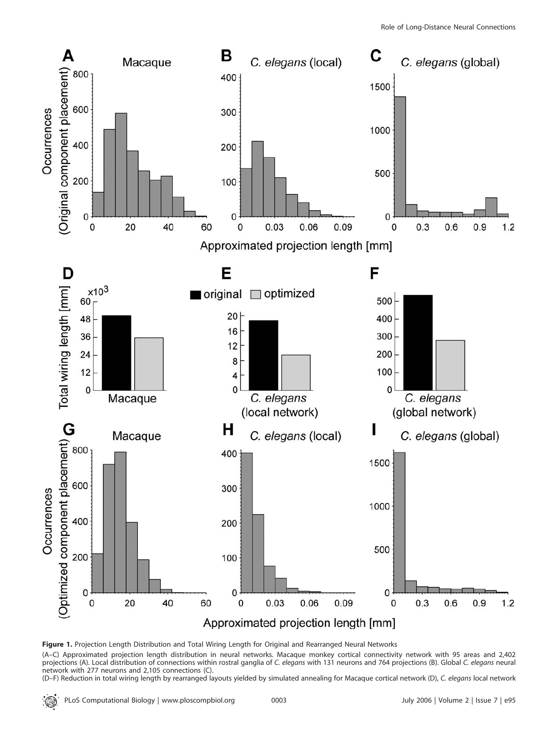**Figure 1.** Projection Length Distribution and Total Wiring Length for Original and Rearranged Neural Networks

(A–C) Approximated projection length distribution in neural networks. Macaque monkey cortical connectivity network with 95 areas and 2,402 projections (A). Local distribution of connections within rostral ganglia of *C. elegans* with 131 neurons and 764 projections (B). Global *C. elegans* neural network with 277 neurons and 2,105 connections (C).

(D–F) Reduction in total wiring length by rearranged layouts yielded by simulated annealing for Macaque cortical network (D), *C. elegans* local network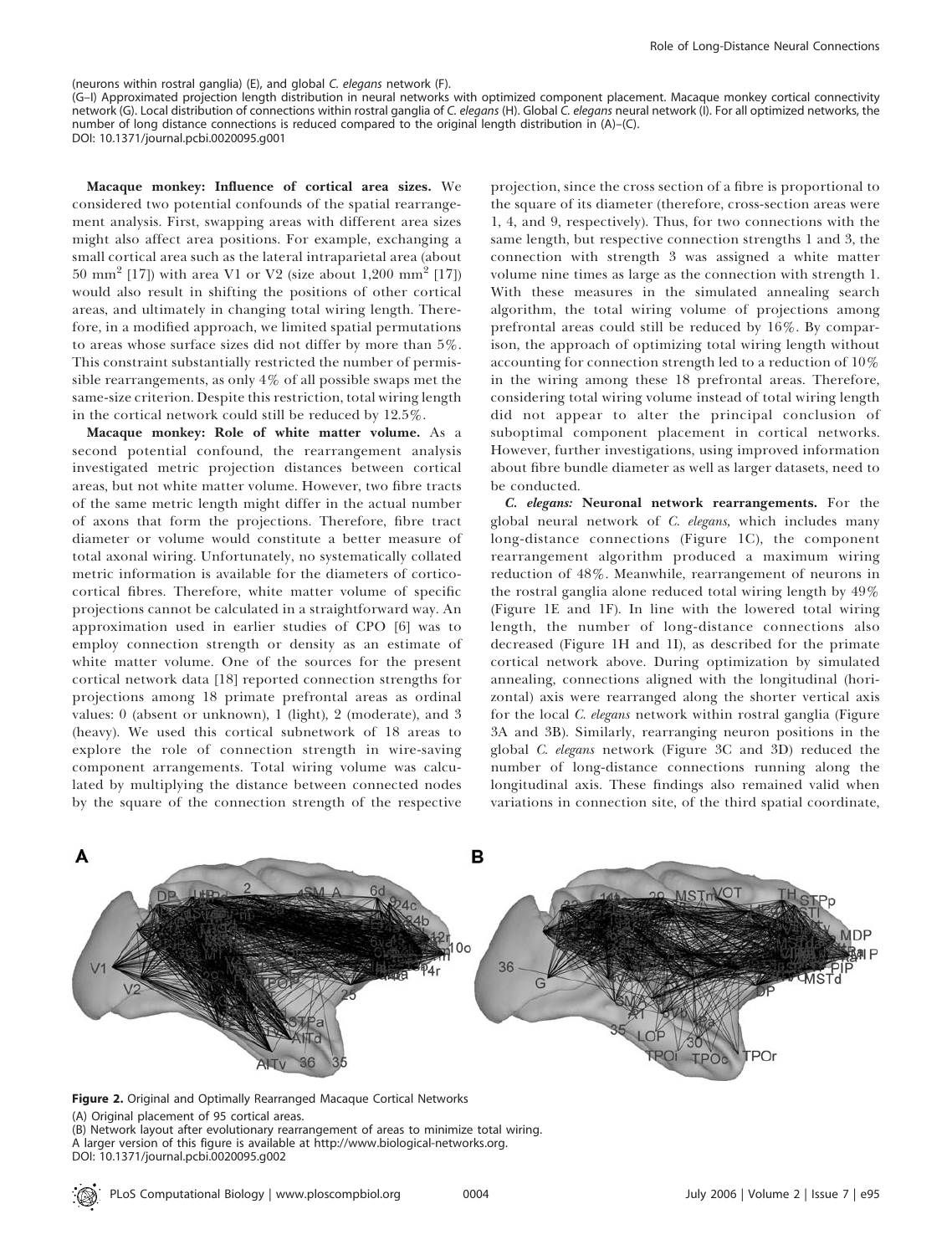(neurons within rostral ganglia) (E), and global *C. elegans* network (F).

(G–I) Approximated projection length distribution in neural networks with optimized component placement. Macaque monkey cortical connectivity network (G). Local distribution of connections within rostral ganglia of *C. elegans* (H). Global *C. elegans* neural network (I). For all optimized networks, the number of long distance connections is reduced compared to the original length distribution in (A)–(C).
DOI: 10.1371/journal.pcbi.0020095.g001

**Macaque monkey: Influence of cortical area sizes.** We considered two potential confounds of the spatial rearrangement analysis. First, swapping areas with different area sizes might also affect area positions. For example, exchanging a small cortical area such as the lateral intraparietal area (about 50 mm$^2$ [17]) with area V1 or V2 (size about 1,200 mm$^2$ [17]) would also result in shifting the positions of other cortical areas, and ultimately in changing total wiring length. Therefore, in a modified approach, we limited spatial permutations to areas whose surface sizes did not differ by more than 5%. This constraint substantially restricted the number of permissible rearrangements, as only 4% of all possible swaps met the same-size criterion. Despite this restriction, total wiring length in the cortical network could still be reduced by 12.5%.

**Macaque monkey: Role of white matter volume.** As a second potential confound, the rearrangement analysis investigated metric projection distances between cortical areas, but not white matter volume. However, two fibre tracts of the same metric length might differ in the actual number of axons that form the projections. Therefore, fibre tract diameter or volume would constitute a better measure of total axonal wiring. Unfortunately, no systematically collated metric information is available for the diameters of corticocortical fibres. Therefore, white matter volume of specific projections cannot be calculated in a straightforward way. An approximation used in earlier studies of CPO [6] was to employ connection strength or density as an estimate of white matter volume. One of the sources for the present cortical network data [18] reported connection strengths for projections among 18 primate prefrontal areas as ordinal values: 0 (absent or unknown), 1 (light), 2 (moderate), and 3 (heavy). We used this cortical subnetwork of 18 areas to explore the role of connection strength in wire-saving component arrangements. Total wiring volume was calculated by multiplying the distance between connected nodes by the square of the connection strength of the respective projection, since the cross section of a fibre is proportional to the square of its diameter (therefore, cross-section areas were 1, 4, and 9, respectively). Thus, for two connections with the same length, but respective connection strengths 1 and 3, the connection with strength 3 was assigned a white matter volume nine times as large as the connection with strength 1. With these measures in the simulated annealing search algorithm, the total wiring volume of projections among prefrontal areas could still be reduced by 16%. By comparison, the approach of optimizing total wiring length without accounting for connection strength led to a reduction of 10% in the wiring among these 18 prefrontal areas. Therefore, considering total wiring volume instead of total wiring length did not appear to alter the principal conclusion of suboptimal component placement in cortical networks. However, further investigations, using improved information about fibre bundle diameter as well as larger datasets, need to be conducted.

***C. elegans*: Neuronal network rearrangements.** For the global neural network of *C. elegans,* which includes many long-distance connections (Figure 1C), the component rearrangement algorithm produced a maximum wiring reduction of 48%. Meanwhile, rearrangement of neurons in the rostral ganglia alone reduced total wiring length by 49% (Figure 1E and 1F). In line with the lowered total wiring length, the number of long-distance connections also decreased (Figure 1H and 1I), as described for the primate cortical network above. During optimization by simulated annealing, connections aligned with the longitudinal (horizontal) axis were rearranged along the shorter vertical axis for the local *C. elegans* network within rostral ganglia (Figure 3A and 3B). Similarly, rearranging neuron positions in the global *C. elegans* network (Figure 3C and 3D) reduced the number of long-distance connections running along the longitudinal axis. These findings also remained valid when variations in connection site, of the third spatial coordinate,

**Figure 2.** Original and Optimally Rearranged Macaque Cortical Networks
(A) Original placement of 95 cortical areas.
(B) Network layout after evolutionary rearrangement of areas to minimize total wiring.
A larger version of this figure is available at http://www.biological-networks.org.
DOI: 10.1371/journal.pcbi.0020095.g002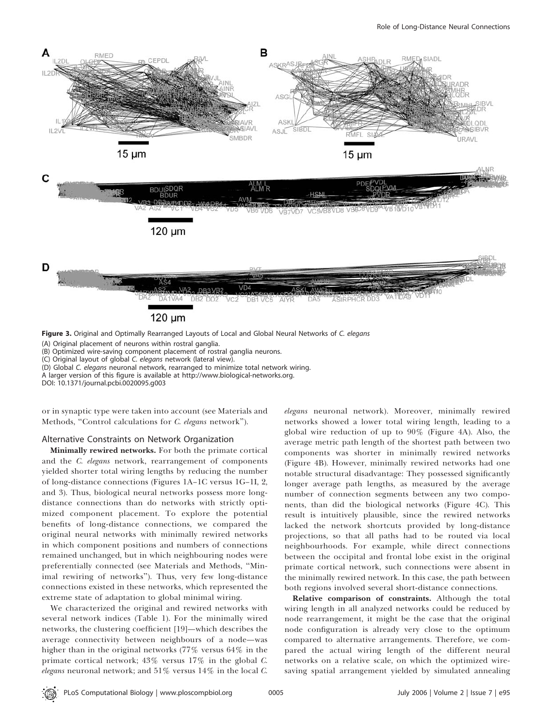**Figure 3.** Original and Optimally Rearranged Layouts of Local and Global Neural Networks of *C. elegans*

(A) Original placement of neurons within rostral ganglia.

(B) Optimized wire-saving component placement of rostral ganglia neurons.

(C) Original layout of global *C. elegans* network (lateral view).

(D) Global *C. elegans* neuronal network, rearranged to minimize total network wiring.

A larger version of this figure is available at http://www.biological-networks.org.

DOI: 10.1371/journal.pcbi.0020095.g003

or in synaptic type were taken into account (see Materials and Methods, "Control calculations for *C. elegans* network").

## Alternative Constraints on Network Organization

**Minimally rewired networks.** For both the primate cortical and the *C. elegans* network, rearrangement of components yielded shorter total wiring lengths by reducing the number of long-distance connections (Figures 1A–1C versus 1G–1I, 2, and 3). Thus, biological neural networks possess more long-distance connections than do networks with strictly optimized component placement. To explore the potential benefits of long-distance connections, we compared the original neural networks with minimally rewired networks in which component positions and numbers of connections remained unchanged, but in which neighbouring nodes were preferentially connected (see Materials and Methods, "Minimal rewiring of networks"). Thus, very few long-distance connections existed in these networks, which represented the extreme state of adaptation to global minimal wiring.

We characterized the original and rewired networks with several network indices (Table 1). For the minimally wired networks, the clustering coefficient [19]—which describes the average connectivity between neighbours of a node—was higher than in the original networks (77% versus 64% in the primate cortical network; 43% versus 17% in the global *C. elegans* neuronal network; and 51% versus 14% in the local *C. elegans* neuronal network). Moreover, minimally rewired networks showed a lower total wiring length, leading to a global wire reduction of up to 90% (Figure 4A). Also, the average metric path length of the shortest path between two components was shorter in minimally rewired networks (Figure 4B). However, minimally rewired networks had one notable structural disadvantage: They possessed significantly longer average path lengths, as measured by the average number of connection segments between any two components, than did the biological networks (Figure 4C). This result is intuitively plausible, since the rewired networks lacked the network shortcuts provided by long-distance projections, so that all paths had to be routed via local neighbourhoods. For example, while direct connections between the occipital and frontal lobe exist in the original primate cortical network, such connections were absent in the minimally rewired network. In this case, the path between both regions involved several short-distance connections.

**Relative comparison of constraints.** Although the total wiring length in all analyzed networks could be reduced by node rearrangement, it might be the case that the original node configuration is already very close to the optimum compared to alternative arrangements. Therefore, we compared the actual wiring length of the different neural networks on a relative scale, on which the optimized wire-saving spatial arrangement yielded by simulated annealing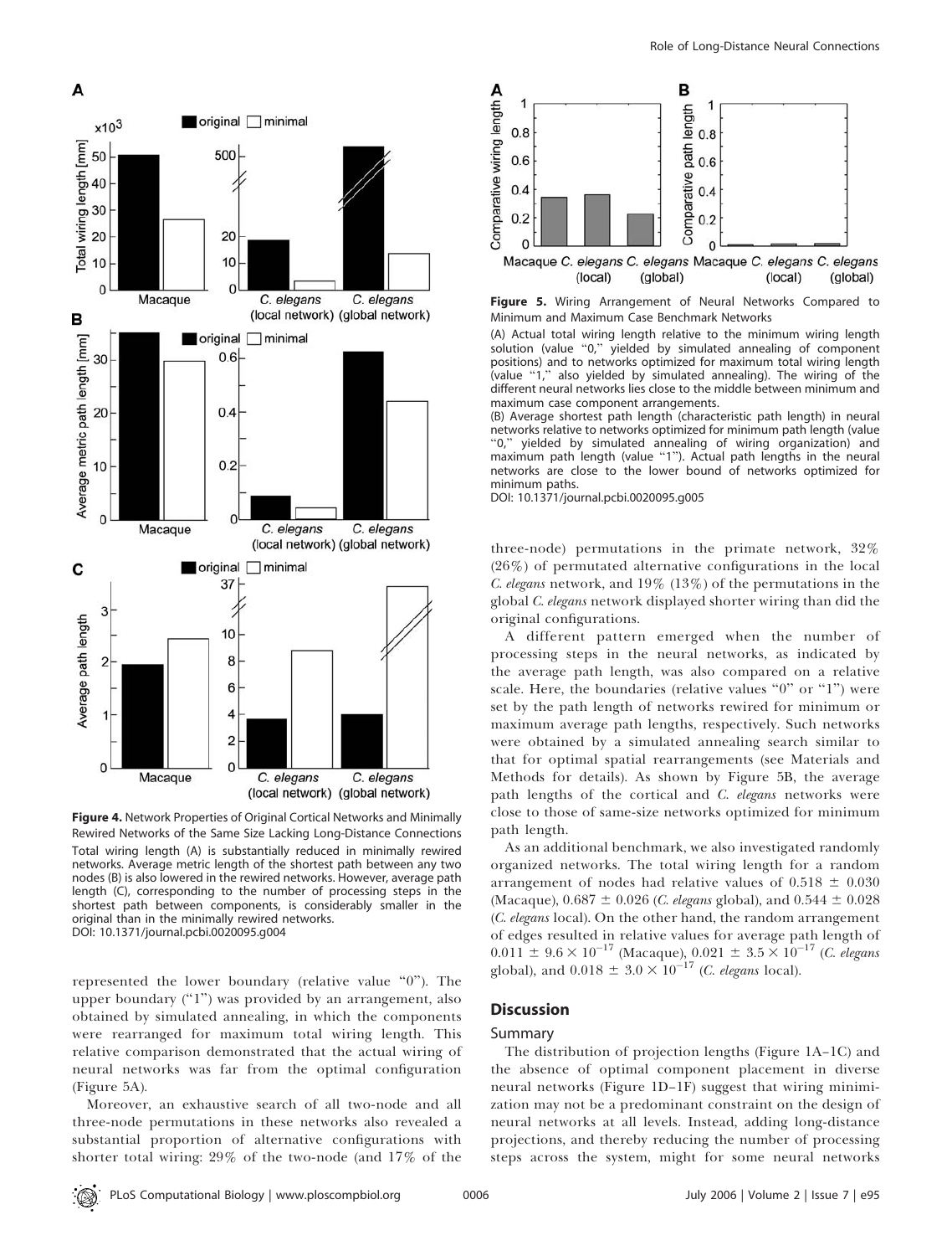**Figure 4.** Network Properties of Original Cortical Networks and Minimally Rewired Networks of the Same Size Lacking Long-Distance Connections

Total wiring length (A) is substantially reduced in minimally rewired networks. Average metric length of the shortest path between any two nodes (B) is also lowered in the rewired networks. However, average path length (C), corresponding to the number of processing steps in the shortest path between components, is considerably smaller in the original than in the minimally rewired networks.

DOI: 10.1371/journal.pcbi.0020095.g004

represented the lower boundary (relative value "0"). The upper boundary ("1") was provided by an arrangement, also obtained by simulated annealing, in which the components were rearranged for maximum total wiring length. This relative comparison demonstrated that the actual wiring of neural networks was far from the optimal configuration (Figure 5A).

Moreover, an exhaustive search of all two-node and all three-node permutations in these networks also revealed a substantial proportion of alternative configurations with shorter total wiring: 29% of the two-node (and 17% of the three-node) permutations in the primate network, 32% (26%) of permutated alternative configurations in the local *C. elegans* network, and 19% (13%) of the permutations in the global *C. elegans* network displayed shorter wiring than did the original configurations.

**Figure 5.** Wiring Arrangement of Neural Networks Compared to Minimum and Maximum Case Benchmark Networks

(A) Actual total wiring length relative to the minimum wiring length solution (value "0," yielded by simulated annealing of component positions) and to networks optimized for maximum total wiring length (value "1," also yielded by simulated annealing). The wiring of the different neural networks lies close to the middle between minimum and maximum case component arrangements.

(B) Average shortest path length (characteristic path length) in neural networks relative to networks optimized for minimum path length (value "0," yielded by simulated annealing of wiring organization) and maximum path length (value "1"). Actual path lengths in the neural networks are close to the lower bound of networks optimized for minimum paths.

DOI: 10.1371/journal.pcbi.0020095.g005

A different pattern emerged when the number of processing steps in the neural networks, as indicated by the average path length, was also compared on a relative scale. Here, the boundaries (relative values "0" or "1") were set by the path length of networks rewired for minimum or maximum average path lengths, respectively. Such networks were obtained by a simulated annealing search similar to that for optimal spatial rearrangements (see Materials and Methods for details). As shown by Figure 5B, the average path lengths of the cortical and *C. elegans* networks were close to those of same-size networks optimized for minimum path length.

As an additional benchmark, we also investigated randomly organized networks. The total wiring length for a random arrangement of nodes had relative values of $0.518 \pm 0.030$ (Macaque), $0.687 \pm 0.026$ (*C. elegans* global), and $0.544 \pm 0.028$ (*C. elegans* local). On the other hand, the random arrangement of edges resulted in relative values for average path length of $0.011 \pm 9.6 \times 10^{-17}$ (Macaque), $0.021 \pm 3.5 \times 10^{-17}$ (*C. elegans* global), and $0.018 \pm 3.0 \times 10^{-17}$ (*C. elegans* local).

## Discussion

### Summary

The distribution of projection lengths (Figure 1A–1C) and the absence of optimal component placement in diverse neural networks (Figure 1D–1F) suggest that wiring minimization may not be a predominant constraint on the design of neural networks at all levels. Instead, adding long-distance projections, and thereby reducing the number of processing steps across the system, might for some neural networks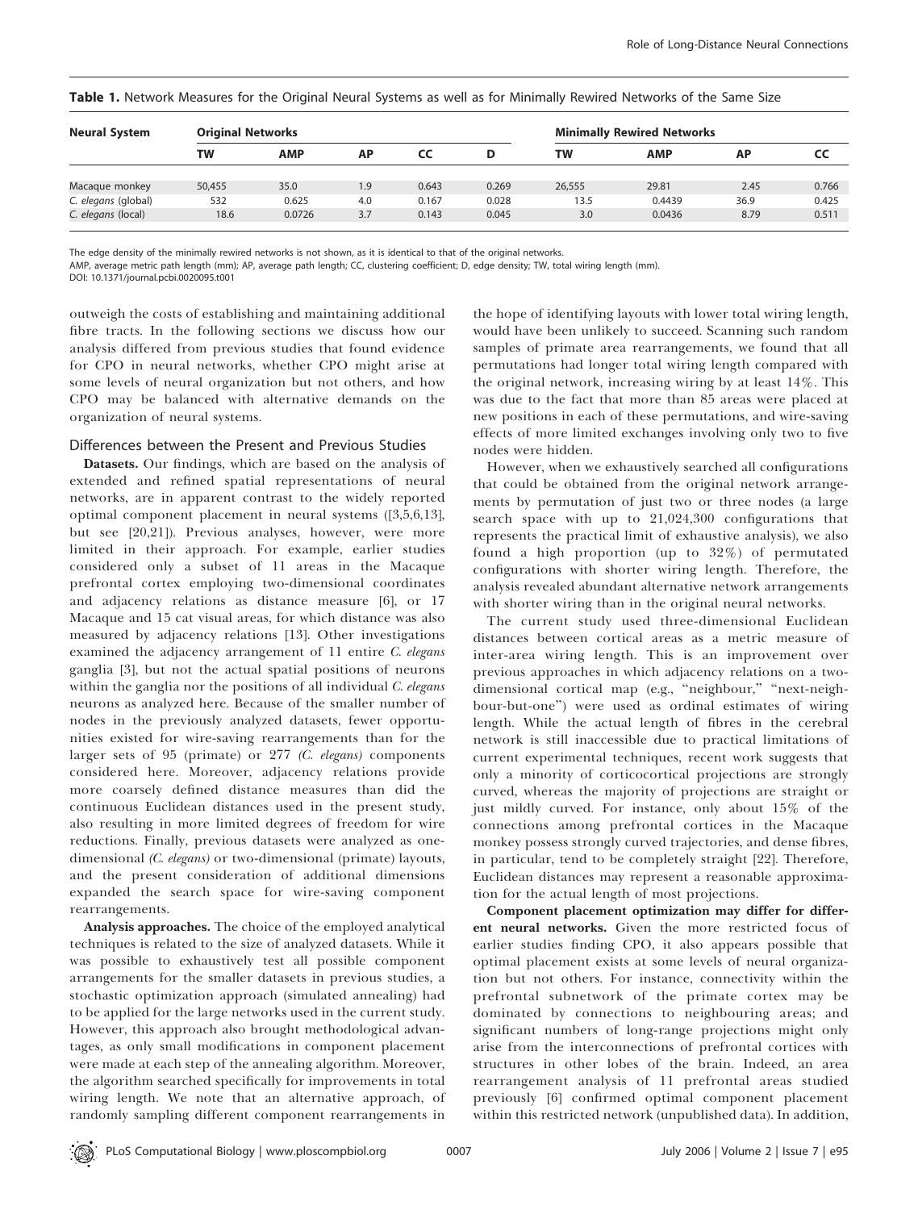**Table 1.** Network Measures for the Original Neural Systems as well as for Minimally Rewired Networks of the Same Size

| Neural System | Original Networks | | | | | Minimally Rewired Networks | | | |
|---|---|---|---|---|---|---|---|---|---|
| | TW | AMP | AP | CC | D | TW | AMP | AP | CC |
| Macaque monkey | 50,455 | 35.0 | 1.9 | 0.643 | 0.269 | 26,555 | 29.81 | 2.45 | 0.766 |
| *C. elegans* (global) | 532 | 0.625 | 4.0 | 0.167 | 0.028 | 13.5 | 0.4439 | 36.9 | 0.425 |
| *C. elegans* (local) | 18.6 | 0.0726 | 3.7 | 0.143 | 0.045 | 3.0 | 0.0436 | 8.79 | 0.511 |

The edge density of the minimally rewired networks is not shown, as it is identical to that of the original networks.

AMP, average metric path length (mm); AP, average path length; CC, clustering coefficient; D, edge density; TW, total wiring length (mm).

DOI: 10.1371/journal.pcbi.0020095.t001

outweigh the costs of establishing and maintaining additional fibre tracts. In the following sections we discuss how our analysis differed from previous studies that found evidence for CPO in neural networks, whether CPO might arise at some levels of neural organization but not others, and how CPO may be balanced with alternative demands on the organization of neural systems.

### Differences between the Present and Previous Studies

**Datasets.** Our findings, which are based on the analysis of extended and refined spatial representations of neural networks, are in apparent contrast to the widely reported optimal component placement in neural systems ([3,5,6,13], but see [20,21]). Previous analyses, however, were more limited in their approach. For example, earlier studies considered only a subset of 11 areas in the Macaque prefrontal cortex employing two-dimensional coordinates and adjacency relations as distance measure [6], or 17 Macaque and 15 cat visual areas, for which distance was also measured by adjacency relations [13]. Other investigations examined the adjacency arrangement of 11 entire *C. elegans* ganglia [3], but not the actual spatial positions of neurons within the ganglia nor the positions of all individual *C. elegans* neurons as analyzed here. Because of the smaller number of nodes in the previously analyzed datasets, fewer opportunities existed for wire-saving rearrangements than for the larger sets of 95 (primate) or 277 *(C. elegans)* components considered here. Moreover, adjacency relations provide more coarsely defined distance measures than did the continuous Euclidean distances used in the present study, also resulting in more limited degrees of freedom for wire reductions. Finally, previous datasets were analyzed as one-dimensional *(C. elegans)* or two-dimensional (primate) layouts, and the present consideration of additional dimensions expanded the search space for wire-saving component rearrangements.

**Analysis approaches.** The choice of the employed analytical techniques is related to the size of analyzed datasets. While it was possible to exhaustively test all possible component arrangements for the smaller datasets in previous studies, a stochastic optimization approach (simulated annealing) had to be applied for the large networks used in the current study. However, this approach also brought methodological advantages, as only small modifications in component placement were made at each step of the annealing algorithm. Moreover, the algorithm searched specifically for improvements in total wiring length. We note that an alternative approach, of randomly sampling different component rearrangements in the hope of identifying layouts with lower total wiring length, would have been unlikely to succeed. Scanning such random samples of primate area rearrangements, we found that all permutations had longer total wiring length compared with the original network, increasing wiring by at least 14%. This was due to the fact that more than 85 areas were placed at new positions in each of these permutations, and wire-saving effects of more limited exchanges involving only two to five nodes were hidden.

However, when we exhaustively searched all configurations that could be obtained from the original network arrangements by permutation of just two or three nodes (a large search space with up to 21,024,300 configurations that represents the practical limit of exhaustive analysis), we also found a high proportion (up to 32%) of permutated configurations with shorter wiring length. Therefore, the analysis revealed abundant alternative network arrangements with shorter wiring than in the original neural networks.

The current study used three-dimensional Euclidean distances between cortical areas as a metric measure of inter-area wiring length. This is an improvement over previous approaches in which adjacency relations on a two-dimensional cortical map (e.g., "neighbour," "next-neighbour-but-one") were used as ordinal estimates of wiring length. While the actual length of fibres in the cerebral network is still inaccessible due to practical limitations of current experimental techniques, recent work suggests that only a minority of corticocortical projections are strongly curved, whereas the majority of projections are straight or just mildly curved. For instance, only about 15% of the connections among prefrontal cortices in the Macaque monkey possess strongly curved trajectories, and dense fibres, in particular, tend to be completely straight [22]. Therefore, Euclidean distances may represent a reasonable approximation for the actual length of most projections.

**Component placement optimization may differ for different neural networks.** Given the more restricted focus of earlier studies finding CPO, it also appears possible that optimal placement exists at some levels of neural organization but not others. For instance, connectivity within the prefrontal subnetwork of the primate cortex may be dominated by connections to neighbouring areas; and significant numbers of long-range projections might only arise from the interconnections of prefrontal cortices with structures in other lobes of the brain. Indeed, an area rearrangement analysis of 11 prefrontal areas studied previously [6] confirmed optimal component placement within this restricted network (unpublished data). In addition,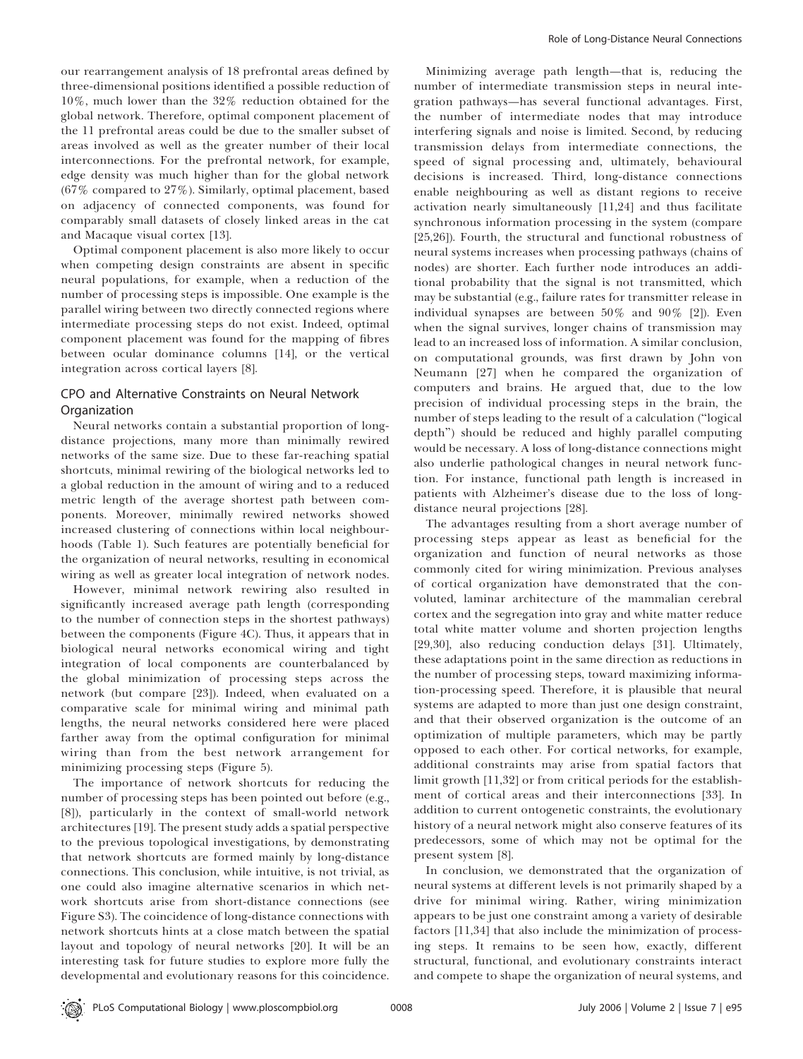our rearrangement analysis of 18 prefrontal areas defined by three-dimensional positions identified a possible reduction of 10%, much lower than the 32% reduction obtained for the global network. Therefore, optimal component placement of the 11 prefrontal areas could be due to the smaller subset of areas involved as well as the greater number of their local interconnections. For the prefrontal network, for example, edge density was much higher than for the global network (67% compared to 27%). Similarly, optimal placement, based on adjacency of connected components, was found for comparably small datasets of closely linked areas in the cat and Macaque visual cortex [13].

Optimal component placement is also more likely to occur when competing design constraints are absent in specific neural populations, for example, when a reduction of the number of processing steps is impossible. One example is the parallel wiring between two directly connected regions where intermediate processing steps do not exist. Indeed, optimal component placement was found for the mapping of fibres between ocular dominance columns [14], or the vertical integration across cortical layers [8].

## CPO and Alternative Constraints on Neural Network Organization

Neural networks contain a substantial proportion of long-distance projections, many more than minimally rewired networks of the same size. Due to these far-reaching spatial shortcuts, minimal rewiring of the biological networks led to a global reduction in the amount of wiring and to a reduced metric length of the average shortest path between components. Moreover, minimally rewired networks showed increased clustering of connections within local neighbourhoods (Table 1). Such features are potentially beneficial for the organization of neural networks, resulting in economical wiring as well as greater local integration of network nodes.

However, minimal network rewiring also resulted in significantly increased average path length (corresponding to the number of connection steps in the shortest pathways) between the components (Figure 4C). Thus, it appears that in biological neural networks economical wiring and tight integration of local components are counterbalanced by the global minimization of processing steps across the network (but compare [23]). Indeed, when evaluated on a comparative scale for minimal wiring and minimal path lengths, the neural networks considered here were placed farther away from the optimal configuration for minimal wiring than from the best network arrangement for minimizing processing steps (Figure 5).

The importance of network shortcuts for reducing the number of processing steps has been pointed out before (e.g., [8]), particularly in the context of small-world network architectures [19]. The present study adds a spatial perspective to the previous topological investigations, by demonstrating that network shortcuts are formed mainly by long-distance connections. This conclusion, while intuitive, is not trivial, as one could also imagine alternative scenarios in which network shortcuts arise from short-distance connections (see Figure S3). The coincidence of long-distance connections with network shortcuts hints at a close match between the spatial layout and topology of neural networks [20]. It will be an interesting task for future studies to explore more fully the developmental and evolutionary reasons for this coincidence.

Minimizing average path length—that is, reducing the number of intermediate transmission steps in neural integration pathways—has several functional advantages. First, the number of intermediate nodes that may introduce interfering signals and noise is limited. Second, by reducing transmission delays from intermediate connections, the speed of signal processing and, ultimately, behavioural decisions is increased. Third, long-distance connections enable neighbouring as well as distant regions to receive activation nearly simultaneously [11,24] and thus facilitate synchronous information processing in the system (compare [25,26]). Fourth, the structural and functional robustness of neural systems increases when processing pathways (chains of nodes) are shorter. Each further node introduces an additional probability that the signal is not transmitted, which may be substantial (e.g., failure rates for transmitter release in individual synapses are between 50% and 90% [2]). Even when the signal survives, longer chains of transmission may lead to an increased loss of information. A similar conclusion, on computational grounds, was first drawn by John von Neumann [27] when he compared the organization of computers and brains. He argued that, due to the low precision of individual processing steps in the brain, the number of steps leading to the result of a calculation ("logical depth") should be reduced and highly parallel computing would be necessary. A loss of long-distance connections might also underlie pathological changes in neural network function. For instance, functional path length is increased in patients with Alzheimer's disease due to the loss of long-distance neural projections [28].

The advantages resulting from a short average number of processing steps appear as least as beneficial for the organization and function of neural networks as those commonly cited for wiring minimization. Previous analyses of cortical organization have demonstrated that the convoluted, laminar architecture of the mammalian cerebral cortex and the segregation into gray and white matter reduce total white matter volume and shorten projection lengths [29,30], also reducing conduction delays [31]. Ultimately, these adaptations point in the same direction as reductions in the number of processing steps, toward maximizing information-processing speed. Therefore, it is plausible that neural systems are adapted to more than just one design constraint, and that their observed organization is the outcome of an optimization of multiple parameters, which may be partly opposed to each other. For cortical networks, for example, additional constraints may arise from spatial factors that limit growth [11,32] or from critical periods for the establishment of cortical areas and their interconnections [33]. In addition to current ontogenetic constraints, the evolutionary history of a neural network might also conserve features of its predecessors, some of which may not be optimal for the present system [8].

In conclusion, we demonstrated that the organization of neural systems at different levels is not primarily shaped by a drive for minimal wiring. Rather, wiring minimization appears to be just one constraint among a variety of desirable factors [11,34] that also include the minimization of processing steps. It remains to be seen how, exactly, different structural, functional, and evolutionary constraints interact and compete to shape the organization of neural systems, and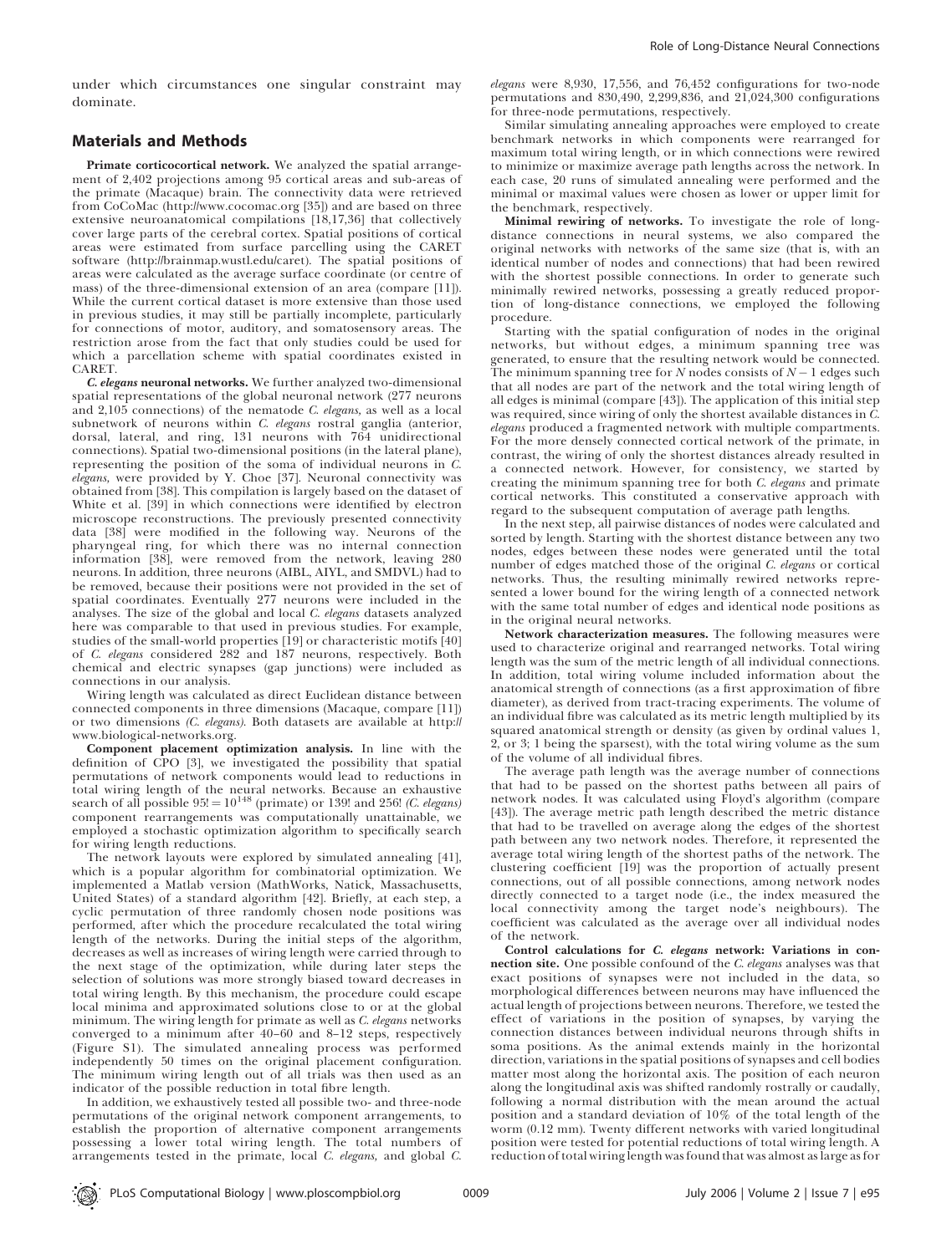under which circumstances one singular constraint may dominate.

## Materials and Methods

**Primate corticocortical network.** We analyzed the spatial arrangement of 2,402 projections among 95 cortical areas and sub-areas of the primate (Macaque) brain. The connectivity data were retrieved from CoCoMac (http://www.cocomac.org [35]) and are based on three extensive neuroanatomical compilations [18,17,36] that collectively cover large parts of the cerebral cortex. Spatial positions of cortical areas were estimated from surface parcelling using the CARET software (http://brainmap.wustl.edu/caret). The spatial positions of areas were calculated as the average surface coordinate (or centre of mass) of the three-dimensional extension of an area (compare [11]). While the current cortical dataset is more extensive than those used in previous studies, it may still be partially incomplete, particularly for connections of motor, auditory, and somatosensory areas. The restriction arose from the fact that only studies could be used for which a parcellation scheme with spatial coordinates existed in CARET.

***C. elegans* neuronal networks.** We further analyzed two-dimensional spatial representations of the global neuronal network (277 neurons and 2,105 connections) of the nematode *C. elegans*, as well as a local subnetwork of neurons within *C. elegans* rostral ganglia (anterior, dorsal, lateral, and ring, 131 neurons with 764 unidirectional connections). Spatial two-dimensional positions (in the lateral plane), representing the position of the soma of individual neurons in *C. elegans*, were provided by Y. Choe [37]. Neuronal connectivity was obtained from [38]. This compilation is largely based on the dataset of White et al. [39] in which connections were identified by electron microscope reconstructions. The previously presented connectivity data [38] were modified in the following way. Neurons of the pharyngeal ring, for which there was no internal connection information [38], were removed from the network, leaving 280 neurons. In addition, three neurons (AIBL, AIYL, and SMDVL) had to be removed, because their positions were not provided in the set of spatial coordinates. Eventually 277 neurons were included in the analyses. The size of the global and local *C. elegans* datasets analyzed here was comparable to that used in previous studies. For example, studies of the small-world properties [19] or characteristic motifs [40] of *C. elegans* considered 282 and 187 neurons, respectively. Both chemical and electric synapses (gap junctions) were included as connections in our analysis.

Wiring length was calculated as direct Euclidean distance between connected components in three dimensions (Macaque, compare [11]) or two dimensions *(C. elegans)*. Both datasets are available at http://www.biological-networks.org.

**Component placement optimization analysis.** In line with the definition of CPO [3], we investigated the possibility that spatial permutations of network components would lead to reductions in total wiring length of the neural networks. Because an exhaustive search of all possible $95! = 10^{148}$ (primate) or 139! and 256! *(C. elegans)* component rearrangements was computationally unattainable, we employed a stochastic optimization algorithm to specifically search for wiring length reductions.

The network layouts were explored by simulated annealing [41], which is a popular algorithm for combinatorial optimization. We implemented a Matlab version (MathWorks, Natick, Massachusetts, United States) of a standard algorithm [42]. Briefly, at each step, a cyclic permutation of three randomly chosen node positions was performed, after which the procedure recalculated the total wiring length of the networks. During the initial steps of the algorithm, decreases as well as increases of wiring length were carried through to the next stage of the optimization, while during later steps the selection of solutions was more strongly biased toward decreases in total wiring length. By this mechanism, the procedure could escape local minima and approximated solutions close to or at the global minimum. The wiring length for primate as well as *C. elegans* networks converged to a minimum after 40–60 and 8–12 steps, respectively (Figure S1). The simulated annealing process was performed independently 50 times on the original placement configuration. The minimum wiring length out of all trials was then used as an indicator of the possible reduction in total fibre length.

In addition, we exhaustively tested all possible two- and three-node permutations of the original network component arrangements, to establish the proportion of alternative component arrangements possessing a lower total wiring length. The total numbers of arrangements tested in the primate, local *C. elegans*, and global *C. elegans* were 8,930, 17,556, and 76,452 configurations for two-node permutations and 830,490, 2,299,836, and 21,024,300 configurations for three-node permutations, respectively.

Similar simulating annealing approaches were employed to create benchmark networks in which components were rearranged for maximum total wiring length, or in which connections were rewired to minimize or maximize average path lengths across the network. In each case, 20 runs of simulated annealing were performed and the minimal or maximal values were chosen as lower or upper limit for the benchmark, respectively.

**Minimal rewiring of networks.** To investigate the role of long-distance connections in neural systems, we also compared the original networks with networks of the same size (that is, with an identical number of nodes and connections) that had been rewired with the shortest possible connections. In order to generate such minimally rewired networks, possessing a greatly reduced proportion of long-distance connections, we employed the following procedure.

Starting with the spatial configuration of nodes in the original networks, but without edges, a minimum spanning tree was generated, to ensure that the resulting network would be connected. The minimum spanning tree for $N$ nodes consists of $N - 1$ edges such that all nodes are part of the network and the total wiring length of all edges is minimal (compare [43]). The application of this initial step was required, since wiring of only the shortest available distances in *C. elegans* produced a fragmented network with multiple compartments. For the more densely connected cortical network of the primate, in contrast, the wiring of only the shortest distances already resulted in a connected network. However, for consistency, we started by creating the minimum spanning tree for both *C. elegans* and primate cortical networks. This constituted a conservative approach with regard to the subsequent computation of average path lengths.

In the next step, all pairwise distances of nodes were calculated and sorted by length. Starting with the shortest distance between any two nodes, edges between these nodes were generated until the total number of edges matched those of the original *C. elegans* or cortical networks. Thus, the resulting minimally rewired networks represented a lower bound for the wiring length of a connected network with the same total number of edges and identical node positions as in the original neural networks.

**Network characterization measures.** The following measures were used to characterize original and rearranged networks. Total wiring length was the sum of the metric length of all individual connections. In addition, total wiring volume included information about the anatomical strength of connections (as a first approximation of fibre diameter), as derived from tract-tracing experiments. The volume of an individual fibre was calculated as its metric length multiplied by its squared anatomical strength or density (as given by ordinal values 1, 2, or 3; 1 being the sparsest), with the total wiring volume as the sum of the volume of all individual fibres.

The average path length was the average number of connections that had to be passed on the shortest paths between all pairs of network nodes. It was calculated using Floyd's algorithm (compare [43]). The average metric path length described the metric distance that had to be travelled on average along the edges of the shortest path between any two network nodes. Therefore, it represented the average total wiring length of the shortest paths of the network. The clustering coefficient [19] was the proportion of actually present connections, out of all possible connections, among network nodes directly connected to a target node (i.e., the index measured the local connectivity among the target node's neighbours). The coefficient was calculated as the average over all individual nodes of the network.

**Control calculations for *C. elegans* network: Variations in connection site.** One possible confound of the *C. elegans* analyses was that exact positions of synapses were not included in the data, so morphological differences between neurons may have influenced the actual length of projections between neurons. Therefore, we tested the effect of variations in the position of synapses, by varying the connection distances between individual neurons through shifts in soma positions. As the animal extends mainly in the horizontal direction, variations in the spatial positions of synapses and cell bodies matter most along the horizontal axis. The position of each neuron along the longitudinal axis was shifted randomly rostrally or caudally, following a normal distribution with the mean around the actual position and a standard deviation of 10% of the total length of the worm (0.12 mm). Twenty different networks with varied longitudinal position were tested for potential reductions of total wiring length. A reduction of total wiring length was found that was almost as large as for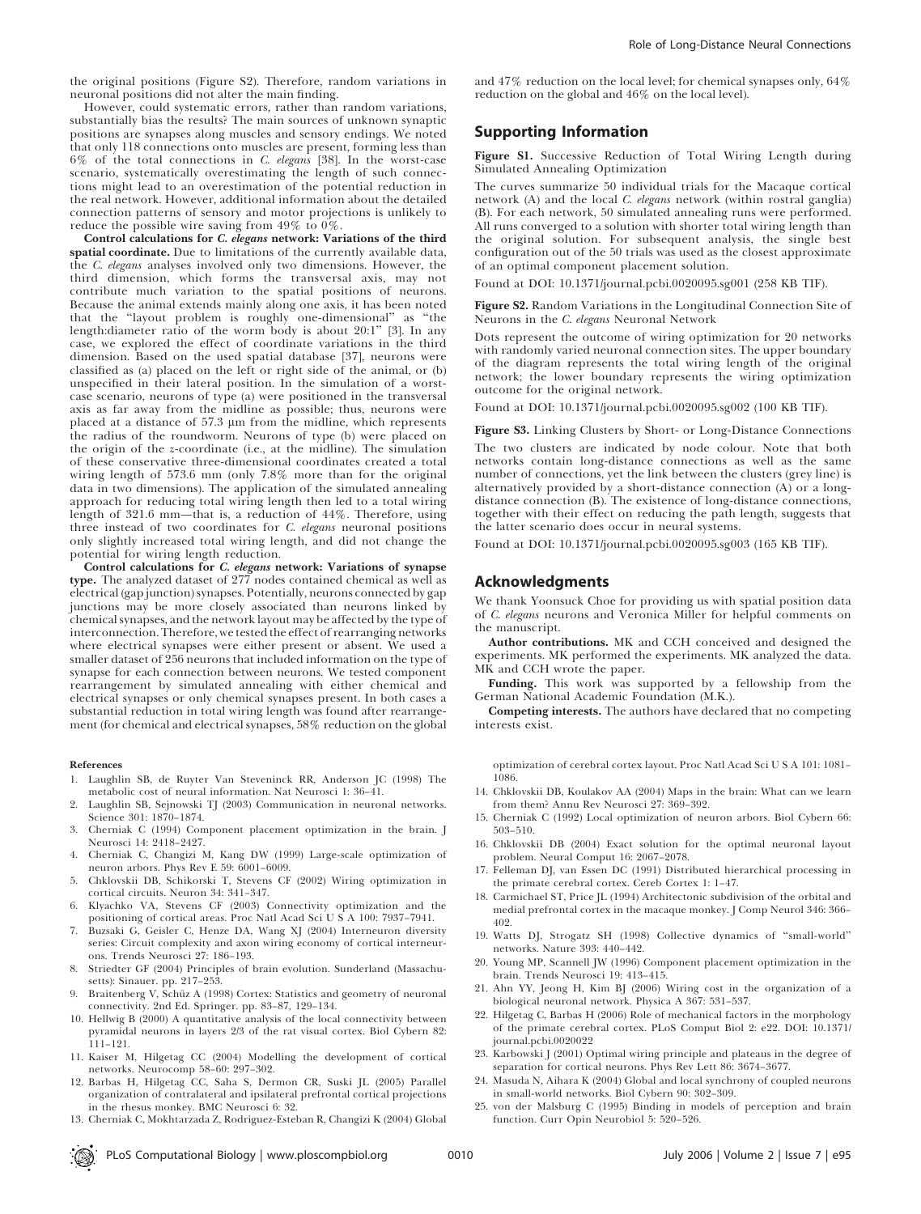the original positions (Figure S2). Therefore, random variations in neuronal positions did not alter the main finding.

However, could systematic errors, rather than random variations, substantially bias the results? The main sources of unknown synaptic positions are synapses along muscles and sensory endings. We noted that only 118 connections onto muscles are present, forming less than 6% of the total connections in *C. elegans* [38]. In the worst-case scenario, systematically overestimating the length of such connections might lead to an overestimation of the potential reduction in the real network. However, additional information about the detailed connection patterns of sensory and motor projections is unlikely to reduce the possible wire saving from 49% to 0%.

**Control calculations for *C. elegans* network: Variations of the third spatial coordinate.** Due to limitations of the currently available data, the *C. elegans* analyses involved only two dimensions. However, the third dimension, which forms the transversal axis, may not contribute much variation to the spatial positions of neurons. Because the animal extends mainly along one axis, it has been noted that the "layout problem is roughly one-dimensional" as "the length:diameter ratio of the worm body is about 20:1" [3]. In any case, we explored the effect of coordinate variations in the third dimension. Based on the used spatial database [37], neurons were classified as (a) placed on the left or right side of the animal, or (b) unspecified in their lateral position. In the simulation of a worst-case scenario, neurons of type (a) were positioned in the transversal axis as far away from the midline as possible; thus, neurons were placed at a distance of 57.3 μm from the midline, which represents the radius of the roundworm. Neurons of type (b) were placed on the origin of the z-coordinate (i.e., at the midline). The simulation of these conservative three-dimensional coordinates created a total wiring length of 573.6 mm (only 7.8% more than for the original data in two dimensions). The application of the simulated annealing approach for reducing total wiring length then led to a total wiring length of 321.6 mm—that is, a reduction of 44%. Therefore, using three instead of two coordinates for *C. elegans* neuronal positions only slightly increased total wiring length, and did not change the potential for wiring length reduction.

**Control calculations for *C. elegans* network: Variations of synapse type.** The analyzed dataset of 277 nodes contained chemical as well as electrical (gap junction) synapses. Potentially, neurons connected by gap junctions may be more closely associated than neurons linked by chemical synapses, and the network layout may be affected by the type of interconnection. Therefore, we tested the effect of rearranging networks where electrical synapses were either present or absent. We used a smaller dataset of 256 neurons that included information on the type of synapse for each connection between neurons. We tested component rearrangement by simulated annealing with either chemical and electrical synapses or only chemical synapses present. In both cases a substantial reduction in total wiring length was found after rearrangement (for chemical and electrical synapses, 58% reduction on the global and 47% reduction on the local level; for chemical synapses only, 64% reduction on the global and 46% on the local level).

## Supporting Information

**Figure S1.** Successive Reduction of Total Wiring Length during Simulated Annealing Optimization

The curves summarize 50 individual trials for the Macaque cortical network (A) and the local *C. elegans* network (within rostral ganglia) (B). For each network, 50 simulated annealing runs were performed. All runs converged to a solution with shorter total wiring length than the original solution. For subsequent analysis, the single best configuration out of the 50 trials was used as the closest approximate of an optimal component placement solution.

Found at DOI: 10.1371/journal.pcbi.0020095.sg001 (258 KB TIF).

**Figure S2.** Random Variations in the Longitudinal Connection Site of Neurons in the *C. elegans* Neuronal Network

Dots represent the outcome of wiring optimization for 20 networks with randomly varied neuronal connection sites. The upper boundary of the diagram represents the total wiring length of the original network; the lower boundary represents the wiring optimization outcome for the original network.

Found at DOI: 10.1371/journal.pcbi.0020095.sg002 (100 KB TIF).

**Figure S3.** Linking Clusters by Short- or Long-Distance Connections

The two clusters are indicated by node colour. Note that both networks contain long-distance connections as well as the same number of connections, yet the link between the clusters (grey line) is alternatively provided by a short-distance connection (A) or a long-distance connection (B). The existence of long-distance connections, together with their effect on reducing the path length, suggests that the latter scenario does occur in neural systems.

Found at DOI: 10.1371/journal.pcbi.0020095.sg003 (165 KB TIF).

## Acknowledgments

We thank Yoonsuck Choe for providing us with spatial position data of *C. elegans* neurons and Veronica Miller for helpful comments on the manuscript.

**Author contributions.** MK and CCH conceived and designed the experiments. MK performed the experiments. MK analyzed the data. MK and CCH wrote the paper.

**Funding.** This work was supported by a fellowship from the German National Academic Foundation (M.K.).

**Competing interests.** The authors have declared that no competing interests exist.

### References

1. Laughlin SB, de Ruyter Van Steveninck RR, Anderson JC (1998) The metabolic cost of neural information. Nat Neurosci 1: 36–41.
2. Laughlin SB, Sejnowski TJ (2003) Communication in neuronal networks. Science 301: 1870–1874.
3. Cherniak C (1994) Component placement optimization in the brain. J Neurosci 14: 2418–2427.
4. Cherniak C, Changizi M, Kang DW (1999) Large-scale optimization of neuron arbors. Phys Rev E 59: 6001–6009.
5. Chklovskii DB, Schikorski T, Stevens CF (2002) Wiring optimization in cortical circuits. Neuron 34: 341–347.
6. Klyachko VA, Stevens CF (2003) Connectivity optimization and the positioning of cortical areas. Proc Natl Acad Sci U S A 100: 7937–7941.
7. Buzsaki G, Geisler C, Henze DA, Wang XJ (2004) Interneuron diversity series: Circuit complexity and axon wiring economy of cortical interneurons. Trends Neurosci 27: 186–193.
8. Striedter GF (2004) Principles of brain evolution. Sunderland (Massachusetts): Sinauer. pp. 217–253.
9. Braitenberg V, Schüz A (1998) Cortex: Statistics and geometry of neuronal connectivity. 2nd Ed. Springer. pp. 83–87, 129–134.
10. Hellwig B (2000) A quantitative analysis of the local connectivity between pyramidal neurons in layers 2/3 of the rat visual cortex. Biol Cybern 82: 111–121.
11. Kaiser M, Hilgetag CC (2004) Modelling the development of cortical networks. Neurocomp 58–60: 297–302.
12. Barbas H, Hilgetag CC, Saha S, Dermon CR, Suski JL (2005) Parallel organization of contralateral and ipsilateral prefrontal cortical projections in the rhesus monkey. BMC Neurosci 6: 32.
13. Cherniak C, Mokhtarzada Z, Rodriguez-Esteban R, Changizi K (2004) Global optimization of cerebral cortex layout. Proc Natl Acad Sci U S A 101: 1081–1086.
14. Chklovskii DB, Koulakov AA (2004) Maps in the brain: What can we learn from them? Annu Rev Neurosci 27: 369–392.
15. Cherniak C (1992) Local optimization of neuron arbors. Biol Cybern 66: 503–510.
16. Chklovskii DB (2004) Exact solution for the optimal neuronal layout problem. Neural Comput 16: 2067–2078.
17. Felleman DJ, van Essen DC (1991) Distributed hierarchical processing in the primate cerebral cortex. Cereb Cortex 1: 1–47.
18. Carmichael ST, Price JL (1994) Architectonic subdivision of the orbital and medial prefrontal cortex in the macaque monkey. J Comp Neurol 346: 366–402.
19. Watts DJ, Strogatz SH (1998) Collective dynamics of "small-world" networks. Nature 393: 440–442.
20. Young MP, Scannell JW (1996) Component placement optimization in the brain. Trends Neurosci 19: 413–415.
21. Ahn YY, Jeong H, Kim BJ (2006) Wiring cost in the organization of a biological neuronal network. Physica A 367: 531–537.
22. Hilgetag C, Barbas H (2006) Role of mechanical factors in the morphology of the primate cerebral cortex. PLoS Comput Biol 2: e22. DOI: 10.1371/journal.pcbi.0020022
23. Karbowski J (2001) Optimal wiring principle and plateaus in the degree of separation for cortical neurons. Phys Rev Lett 86: 3674–3677.
24. Masuda N, Aihara K (2004) Global and local synchrony of coupled neurons in small-world networks. Biol Cybern 90: 302–309.
25. von der Malsburg C (1995) Binding in models of perception and brain function. Curr Opin Neurobiol 5: 520–526.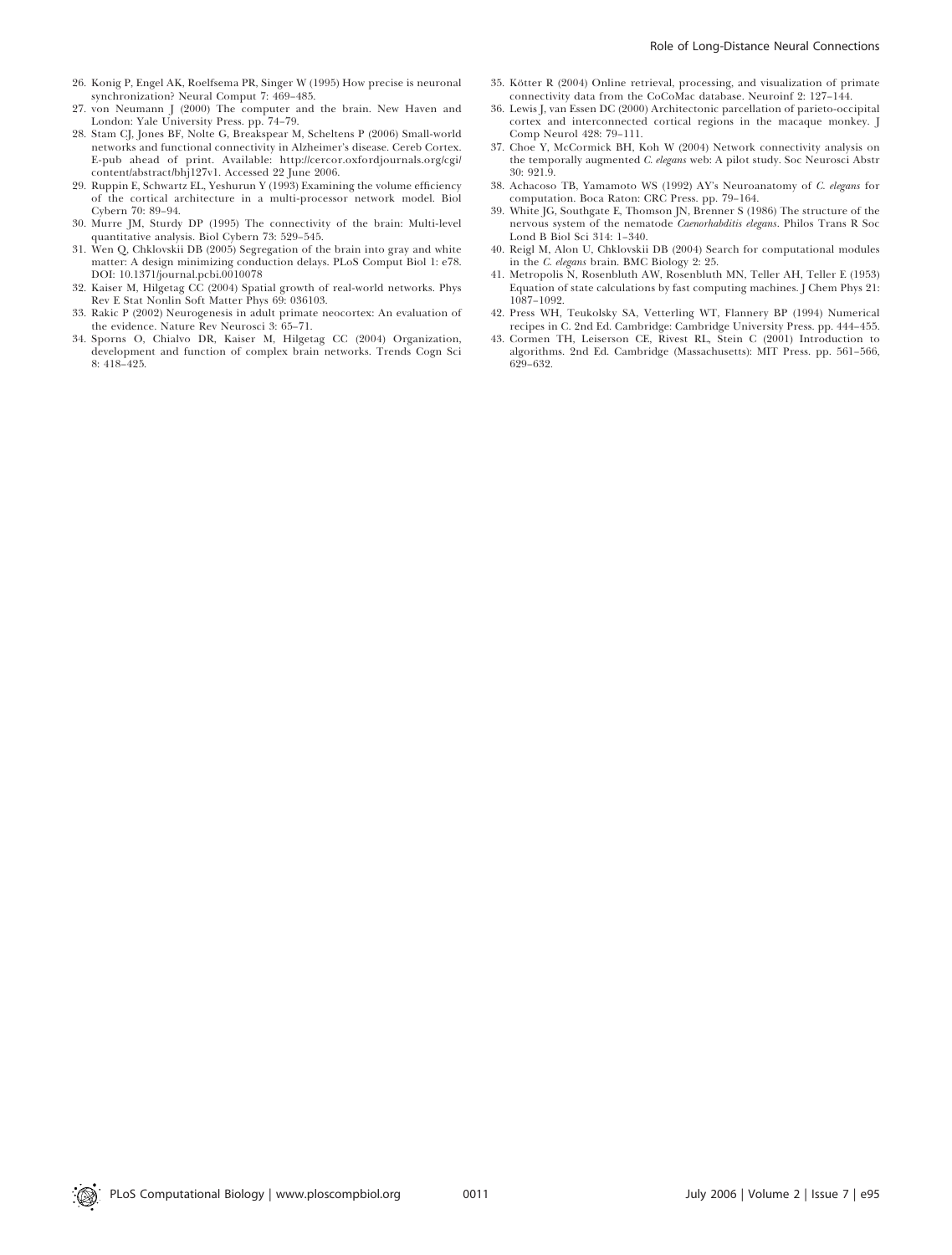26. Konig P, Engel AK, Roelfsema PR, Singer W (1995) How precise is neuronal synchronization? Neural Comput 7: 469–485.
27. von Neumann J (2000) The computer and the brain. New Haven and London: Yale University Press. pp. 74–79.
28. Stam CJ, Jones BF, Nolte G, Breakspear M, Scheltens P (2006) Small-world networks and functional connectivity in Alzheimer's disease. Cereb Cortex. E-pub ahead of print. Available: http://cercor.oxfordjournals.org/cgi/content/abstract/bhj127v1. Accessed 22 June 2006.
29. Ruppin E, Schwartz EL, Yeshurun Y (1993) Examining the volume efficiency of the cortical architecture in a multi-processor network model. Biol Cybern 70: 89–94.
30. Murre JM, Sturdy DP (1995) The connectivity of the brain: Multi-level quantitative analysis. Biol Cybern 73: 529–545.
31. Wen Q, Chklovskii DB (2005) Segregation of the brain into gray and white matter: A design minimizing conduction delays. PLoS Comput Biol 1: e78. DOI: 10.1371/journal.pcbi.0010078
32. Kaiser M, Hilgetag CC (2004) Spatial growth of real-world networks. Phys Rev E Stat Nonlin Soft Matter Phys 69: 036103.
33. Rakic P (2002) Neurogenesis in adult primate neocortex: An evaluation of the evidence. Nature Rev Neurosci 3: 65–71.
34. Sporns O, Chialvo DR, Kaiser M, Hilgetag CC (2004) Organization, development and function of complex brain networks. Trends Cogn Sci 8: 418–425.
35. Kötter R (2004) Online retrieval, processing, and visualization of primate connectivity data from the CoCoMac database. Neuroinf 2: 127–144.
36. Lewis J, van Essen DC (2000) Architectonic parcellation of parieto-occipital cortex and interconnected cortical regions in the macaque monkey. J Comp Neurol 428: 79–111.
37. Choe Y, McCormick BH, Koh W (2004) Network connectivity analysis on the temporally augmented *C. elegans* web: A pilot study. Soc Neurosci Abstr 30: 921.9.
38. Achacoso TB, Yamamoto WS (1992) AY's Neuroanatomy of *C. elegans* for computation. Boca Raton: CRC Press. pp. 79–164.
39. White JG, Southgate E, Thomson JN, Brenner S (1986) The structure of the nervous system of the nematode *Caenorhabditis elegans*. Philos Trans R Soc Lond B Biol Sci 314: 1–340.
40. Reigl M, Alon U, Chklovskii DB (2004) Search for computational modules in the *C. elegans* brain. BMC Biology 2: 25.
41. Metropolis N, Rosenbluth AW, Rosenbluth MN, Teller AH, Teller E (1953) Equation of state calculations by fast computing machines. J Chem Phys 21: 1087–1092.
42. Press WH, Teukolsky SA, Vetterling WT, Flannery BP (1994) Numerical recipes in C. 2nd Ed. Cambridge: Cambridge University Press. pp. 444–455.
43. Cormen TH, Leiserson CE, Rivest RL, Stein C (2001) Introduction to algorithms. 2nd Ed. Cambridge (Massachusetts): MIT Press. pp. 561–566, 629–632.